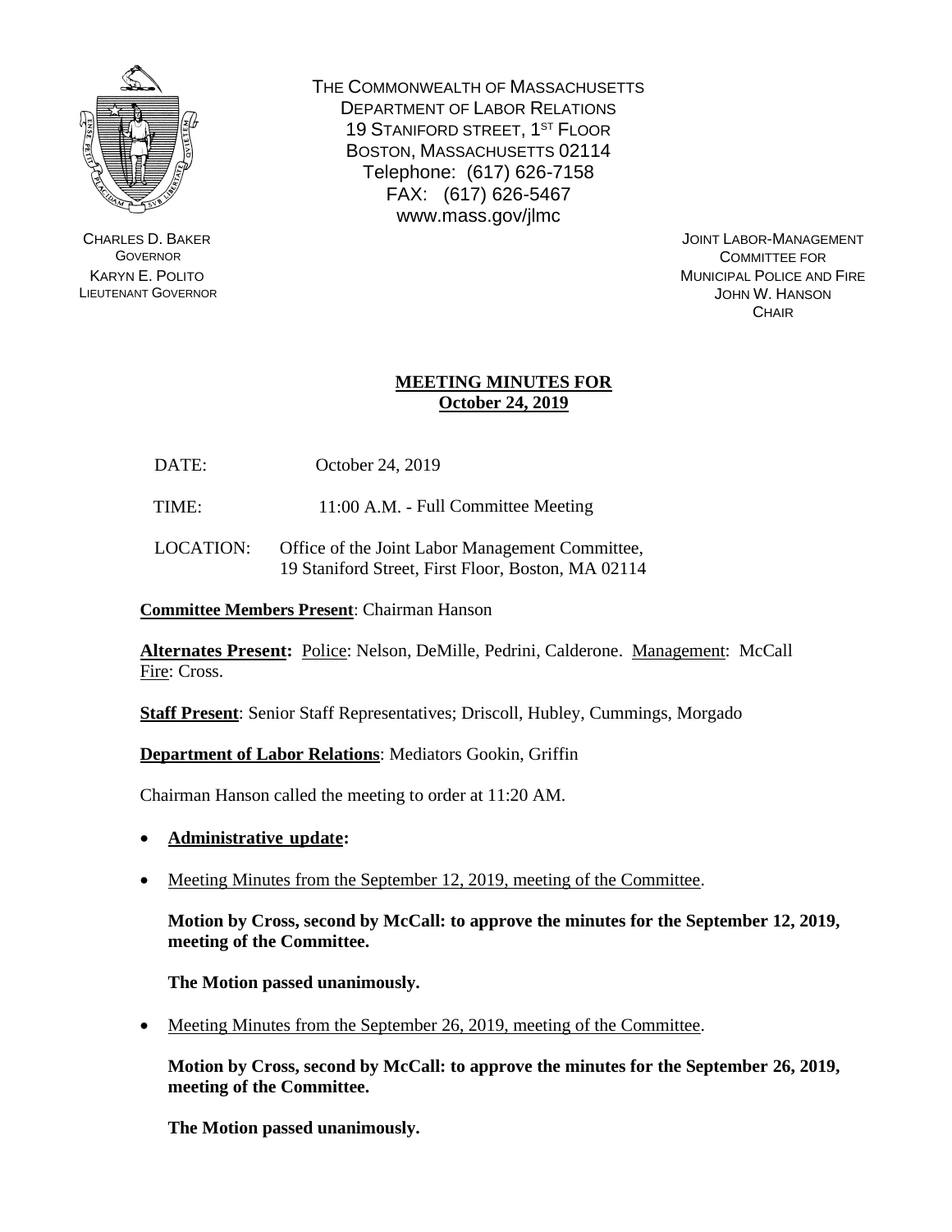THE COMMONWEALTH OF MASSACHUSETTS
DEPARTMENT OF LABOR RELATIONS
19 STANIFORD STREET, 1ST FLOOR
BOSTON, MASSACHUSETTS 02114
Telephone: (617) 626-7158
FAX: (617) 626-5467
www.mass.gov/jlmc

CHARLES D. BAKER
GOVERNOR
KARYN E. POLITO
LIEUTENANT GOVERNOR

JOINT LABOR-MANAGEMENT
COMMITTEE FOR
MUNICIPAL POLICE AND FIRE
JOHN W. HANSON
CHAIR

**MEETING MINUTES FOR**
**October 24, 2019**

DATE: October 24, 2019

TIME: 11:00 A.M. - Full Committee Meeting

LOCATION: Office of the Joint Labor Management Committee,
19 Staniford Street, First Floor, Boston, MA 02114

**Committee Members Present**: Chairman Hanson

**Alternates Present:** Police: Nelson, DeMille, Pedrini, Calderone. Management: McCall
Fire: Cross.

**Staff Present**: Senior Staff Representatives; Driscoll, Hubley, Cummings, Morgado

**Department of Labor Relations**: Mediators Gookin, Griffin

Chairman Hanson called the meeting to order at 11:20 AM.

- **Administrative update:**

- Meeting Minutes from the September 12, 2019, meeting of the Committee.

  **Motion by Cross, second by McCall: to approve the minutes for the September 12, 2019, meeting of the Committee.**

  **The Motion passed unanimously.**

- Meeting Minutes from the September 26, 2019, meeting of the Committee.

  **Motion by Cross, second by McCall: to approve the minutes for the September 26, 2019, meeting of the Committee.**

  **The Motion passed unanimously.**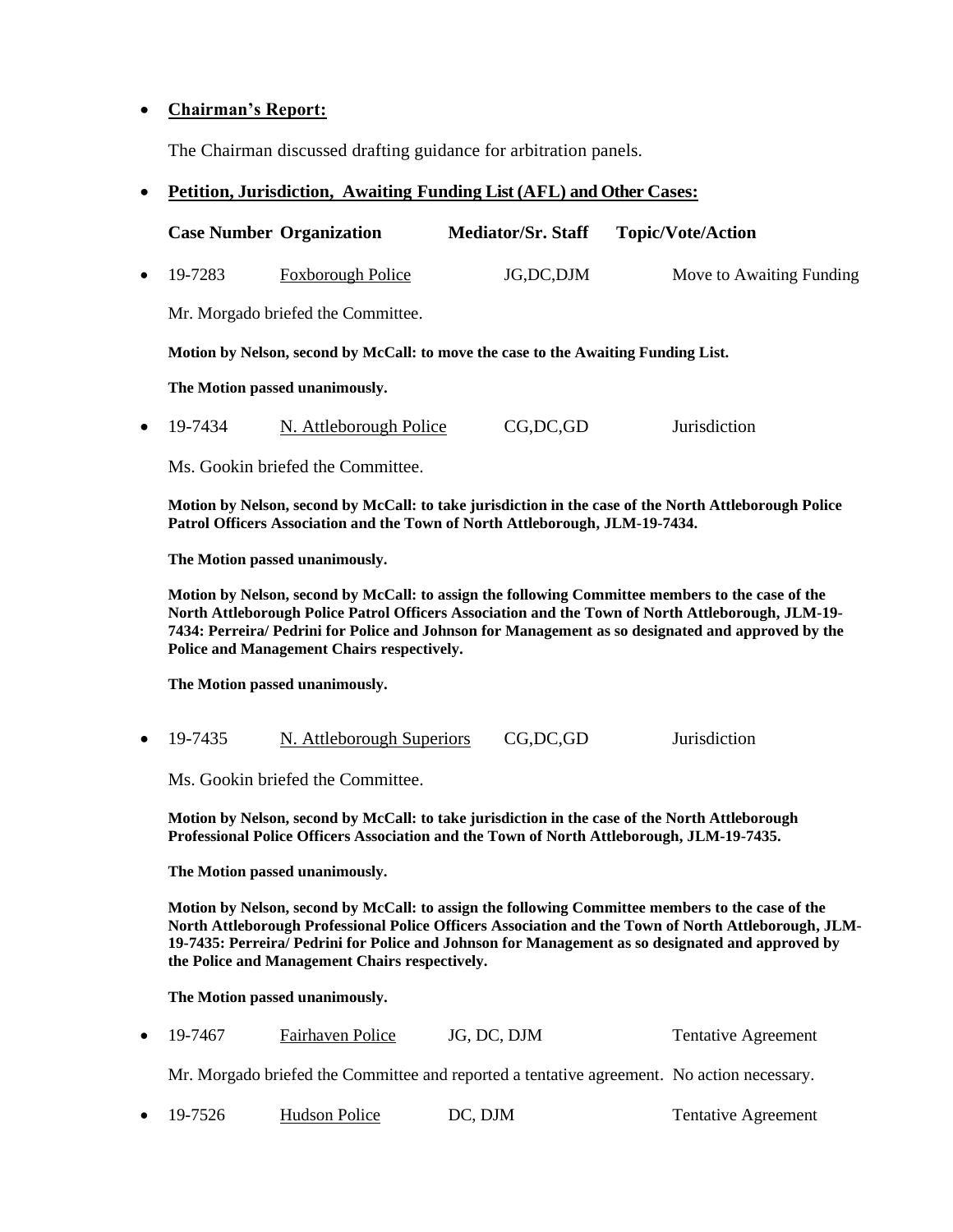- **Chairman's Report:**

  The Chairman discussed drafting guidance for arbitration panels.

- **Petition, Jurisdiction, Awaiting Funding List (AFL) and Other Cases:**

| Case Number | Organization | Mediator/Sr. Staff | Topic/Vote/Action |
|---|---|---|---|

- 19-7283 | Foxborough Police | JG,DC,DJM | Move to Awaiting Funding

  Mr. Morgado briefed the Committee.

  **Motion by Nelson, second by McCall: to move the case to the Awaiting Funding List.**

  **The Motion passed unanimously.**

- 19-7434 | N. Attleborough Police | CG,DC,GD | Jurisdiction

  Ms. Gookin briefed the Committee.

  **Motion by Nelson, second by McCall: to take jurisdiction in the case of the North Attleborough Police Patrol Officers Association and the Town of North Attleborough, JLM-19-7434.**

  **The Motion passed unanimously.**

  **Motion by Nelson, second by McCall: to assign the following Committee members to the case of the North Attleborough Police Patrol Officers Association and the Town of North Attleborough, JLM-19-7434: Perreira/ Pedrini for Police and Johnson for Management as so designated and approved by the Police and Management Chairs respectively.**

  **The Motion passed unanimously.**

- 19-7435 | N. Attleborough Superiors | CG,DC,GD | Jurisdiction

  Ms. Gookin briefed the Committee.

  **Motion by Nelson, second by McCall: to take jurisdiction in the case of the North Attleborough Professional Police Officers Association and the Town of North Attleborough, JLM-19-7435.**

  **The Motion passed unanimously.**

  **Motion by Nelson, second by McCall: to assign the following Committee members to the case of the North Attleborough Professional Police Officers Association and the Town of North Attleborough, JLM-19-7435: Perreira/ Pedrini for Police and Johnson for Management as so designated and approved by the Police and Management Chairs respectively.**

  **The Motion passed unanimously.**

- 19-7467 | Fairhaven Police | JG, DC, DJM | Tentative Agreement

  Mr. Morgado briefed the Committee and reported a tentative agreement. No action necessary.

- 19-7526 | Hudson Police | DC, DJM | Tentative Agreement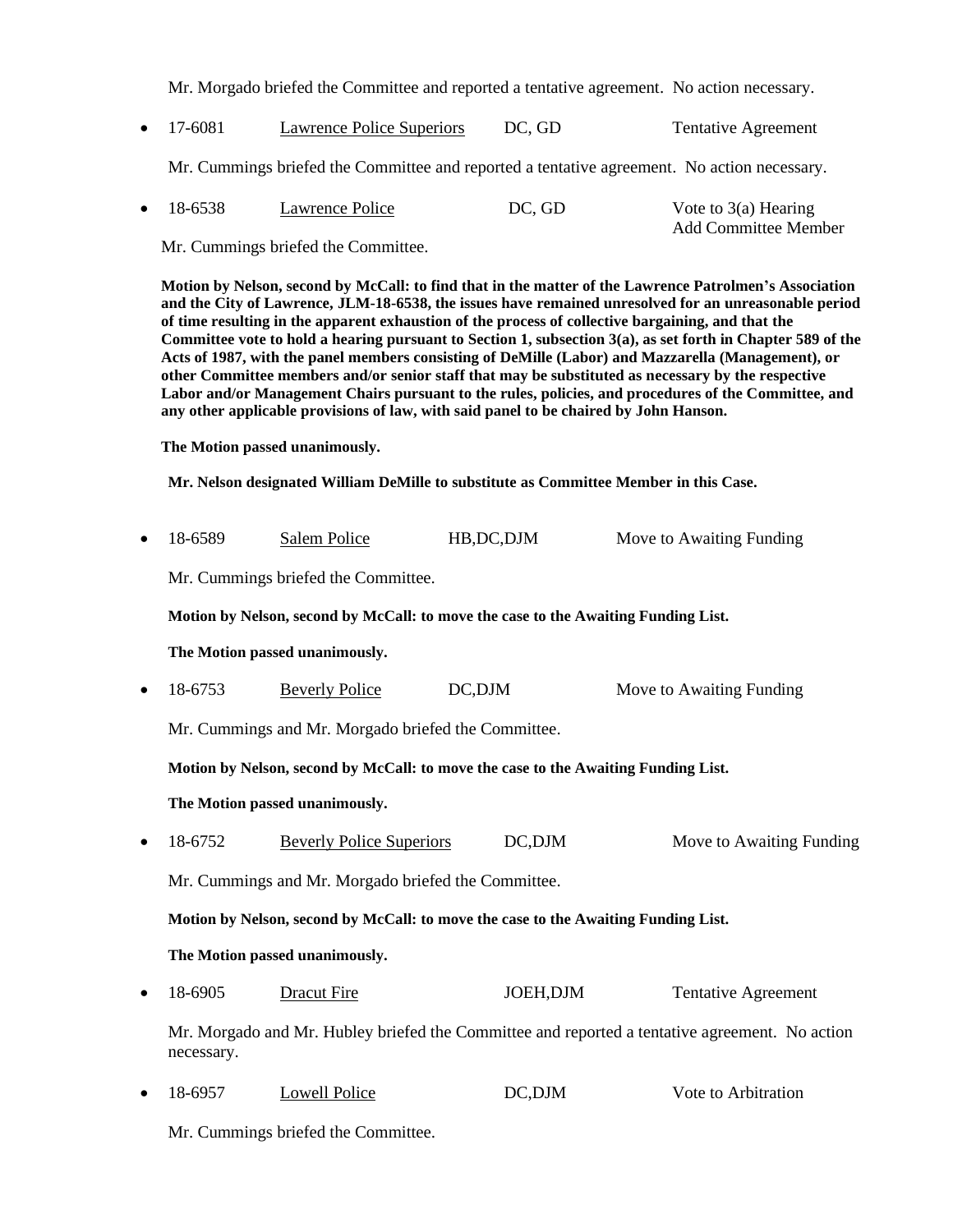Mr. Morgado briefed the Committee and reported a tentative agreement. No action necessary.

- 17-6081 Lawrence Police Superiors DC, GD Tentative Agreement

  Mr. Cummings briefed the Committee and reported a tentative agreement. No action necessary.

- 18-6538 Lawrence Police DC, GD Vote to 3(a) Hearing Add Committee Member

  Mr. Cummings briefed the Committee.

  **Motion by Nelson, second by McCall: to find that in the matter of the Lawrence Patrolmen's Association and the City of Lawrence, JLM-18-6538, the issues have remained unresolved for an unreasonable period of time resulting in the apparent exhaustion of the process of collective bargaining, and that the Committee vote to hold a hearing pursuant to Section 1, subsection 3(a), as set forth in Chapter 589 of the Acts of 1987, with the panel members consisting of DeMille (Labor) and Mazzarella (Management), or other Committee members and/or senior staff that may be substituted as necessary by the respective Labor and/or Management Chairs pursuant to the rules, policies, and procedures of the Committee, and any other applicable provisions of law, with said panel to be chaired by John Hanson.**

  **The Motion passed unanimously.**

  **Mr. Nelson designated William DeMille to substitute as Committee Member in this Case.**

- 18-6589 Salem Police HB,DC,DJM Move to Awaiting Funding

  Mr. Cummings briefed the Committee.

  **Motion by Nelson, second by McCall: to move the case to the Awaiting Funding List.**

  **The Motion passed unanimously.**

- 18-6753 Beverly Police DC,DJM Move to Awaiting Funding

  Mr. Cummings and Mr. Morgado briefed the Committee.

  **Motion by Nelson, second by McCall: to move the case to the Awaiting Funding List.**

  **The Motion passed unanimously.**

- 18-6752 Beverly Police Superiors DC,DJM Move to Awaiting Funding

  Mr. Cummings and Mr. Morgado briefed the Committee.

  **Motion by Nelson, second by McCall: to move the case to the Awaiting Funding List.**

  **The Motion passed unanimously.**

- 18-6905 Dracut Fire JOEH,DJM Tentative Agreement

  Mr. Morgado and Mr. Hubley briefed the Committee and reported a tentative agreement. No action necessary.

- 18-6957 Lowell Police DC,DJM Vote to Arbitration

  Mr. Cummings briefed the Committee.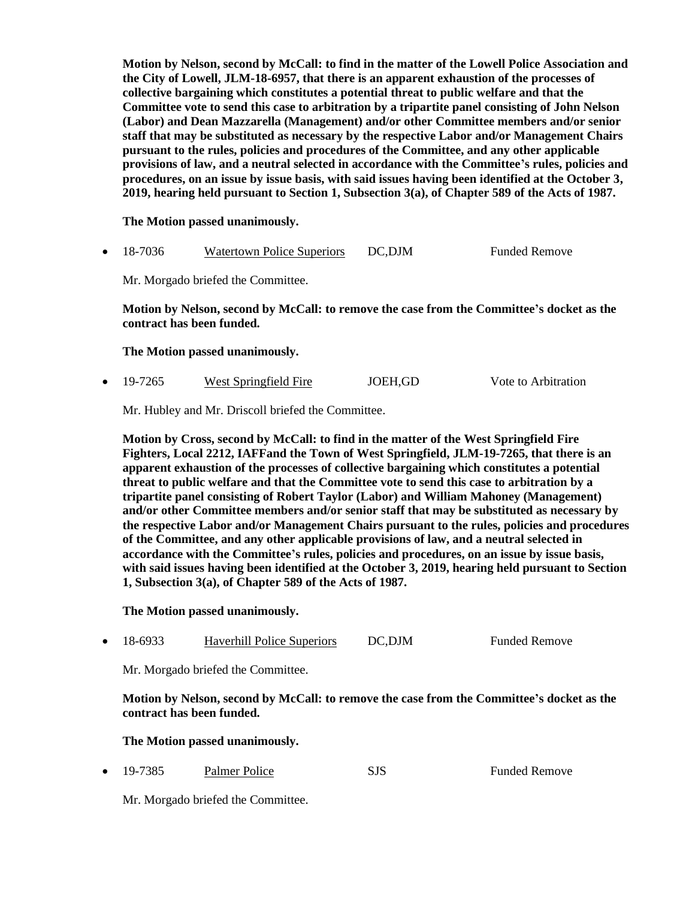**Motion by Nelson, second by McCall: to find in the matter of the Lowell Police Association and the City of Lowell, JLM-18-6957, that there is an apparent exhaustion of the processes of collective bargaining which constitutes a potential threat to public welfare and that the Committee vote to send this case to arbitration by a tripartite panel consisting of John Nelson (Labor) and Dean Mazzarella (Management) and/or other Committee members and/or senior staff that may be substituted as necessary by the respective Labor and/or Management Chairs pursuant to the rules, policies and procedures of the Committee, and any other applicable provisions of law, and a neutral selected in accordance with the Committee's rules, policies and procedures, on an issue by issue basis, with said issues having been identified at the October 3, 2019, hearing held pursuant to Section 1, Subsection 3(a), of Chapter 589 of the Acts of 1987.**

**The Motion passed unanimously.**

- 18-7036 Watertown Police Superiors DC,DJM Funded Remove

Mr. Morgado briefed the Committee.

**Motion by Nelson, second by McCall: to remove the case from the Committee's docket as the contract has been funded.**

**The Motion passed unanimously.**

- 19-7265 West Springfield Fire JOEH,GD Vote to Arbitration

Mr. Hubley and Mr. Driscoll briefed the Committee.

**Motion by Cross, second by McCall: to find in the matter of the West Springfield Fire Fighters, Local 2212, IAFFand the Town of West Springfield, JLM-19-7265, that there is an apparent exhaustion of the processes of collective bargaining which constitutes a potential threat to public welfare and that the Committee vote to send this case to arbitration by a tripartite panel consisting of Robert Taylor (Labor) and William Mahoney (Management) and/or other Committee members and/or senior staff that may be substituted as necessary by the respective Labor and/or Management Chairs pursuant to the rules, policies and procedures of the Committee, and any other applicable provisions of law, and a neutral selected in accordance with the Committee's rules, policies and procedures, on an issue by issue basis, with said issues having been identified at the October 3, 2019, hearing held pursuant to Section 1, Subsection 3(a), of Chapter 589 of the Acts of 1987.**

**The Motion passed unanimously.**

- 18-6933 Haverhill Police Superiors DC,DJM Funded Remove

Mr. Morgado briefed the Committee.

**Motion by Nelson, second by McCall: to remove the case from the Committee's docket as the contract has been funded.**

**The Motion passed unanimously.**

- 19-7385 Palmer Police SJS Funded Remove

Mr. Morgado briefed the Committee.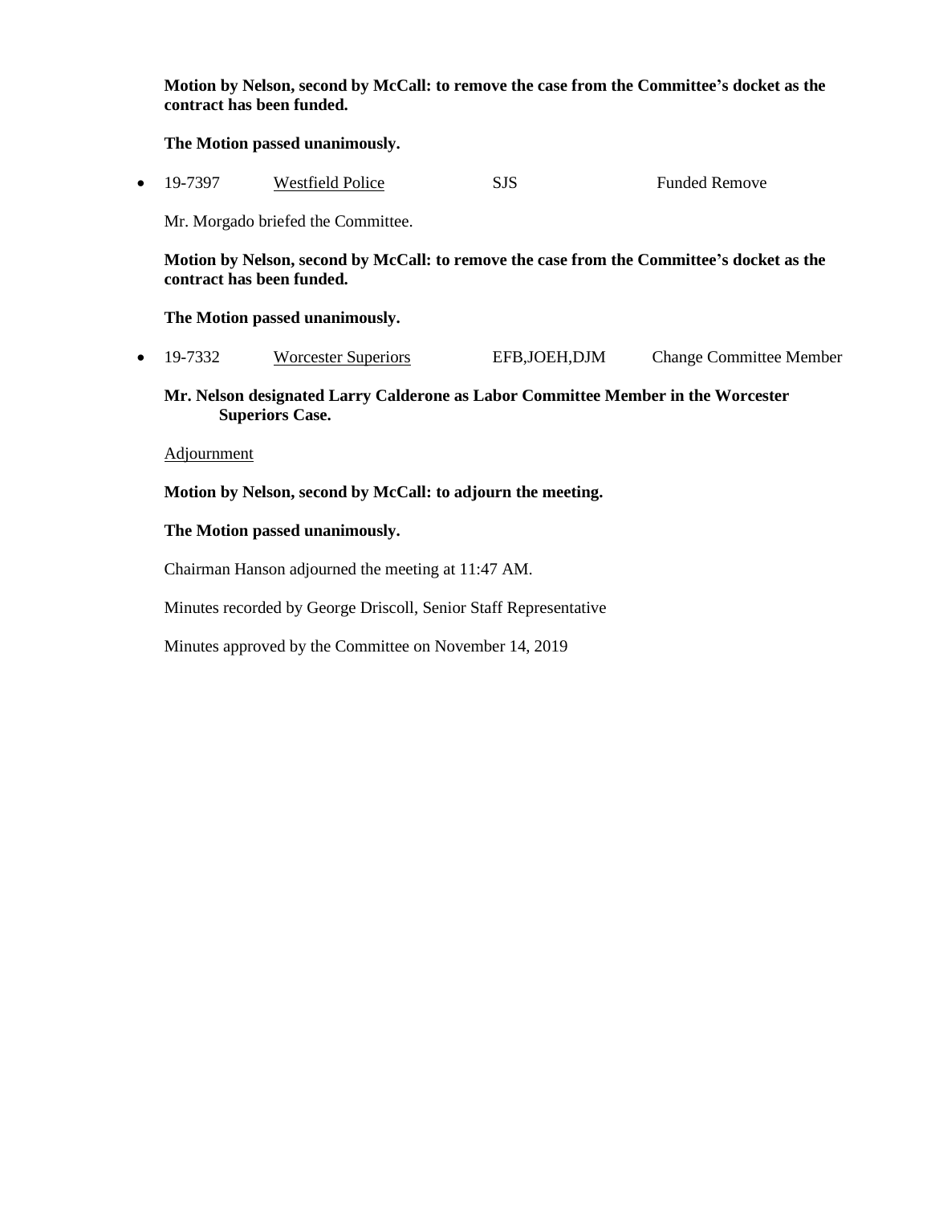**Motion by Nelson, second by McCall: to remove the case from the Committee's docket as the contract has been funded.**

**The Motion passed unanimously.**

- 19-7397 Westfield Police SJS Funded Remove

Mr. Morgado briefed the Committee.

**Motion by Nelson, second by McCall: to remove the case from the Committee's docket as the contract has been funded.**

**The Motion passed unanimously.**

- 19-7332 Worcester Superiors EFB,JOEH,DJM Change Committee Member

**Mr. Nelson designated Larry Calderone as Labor Committee Member in the Worcester Superiors Case.**

Adjournment

**Motion by Nelson, second by McCall: to adjourn the meeting.**

**The Motion passed unanimously.**

Chairman Hanson adjourned the meeting at 11:47 AM.

Minutes recorded by George Driscoll, Senior Staff Representative

Minutes approved by the Committee on November 14, 2019